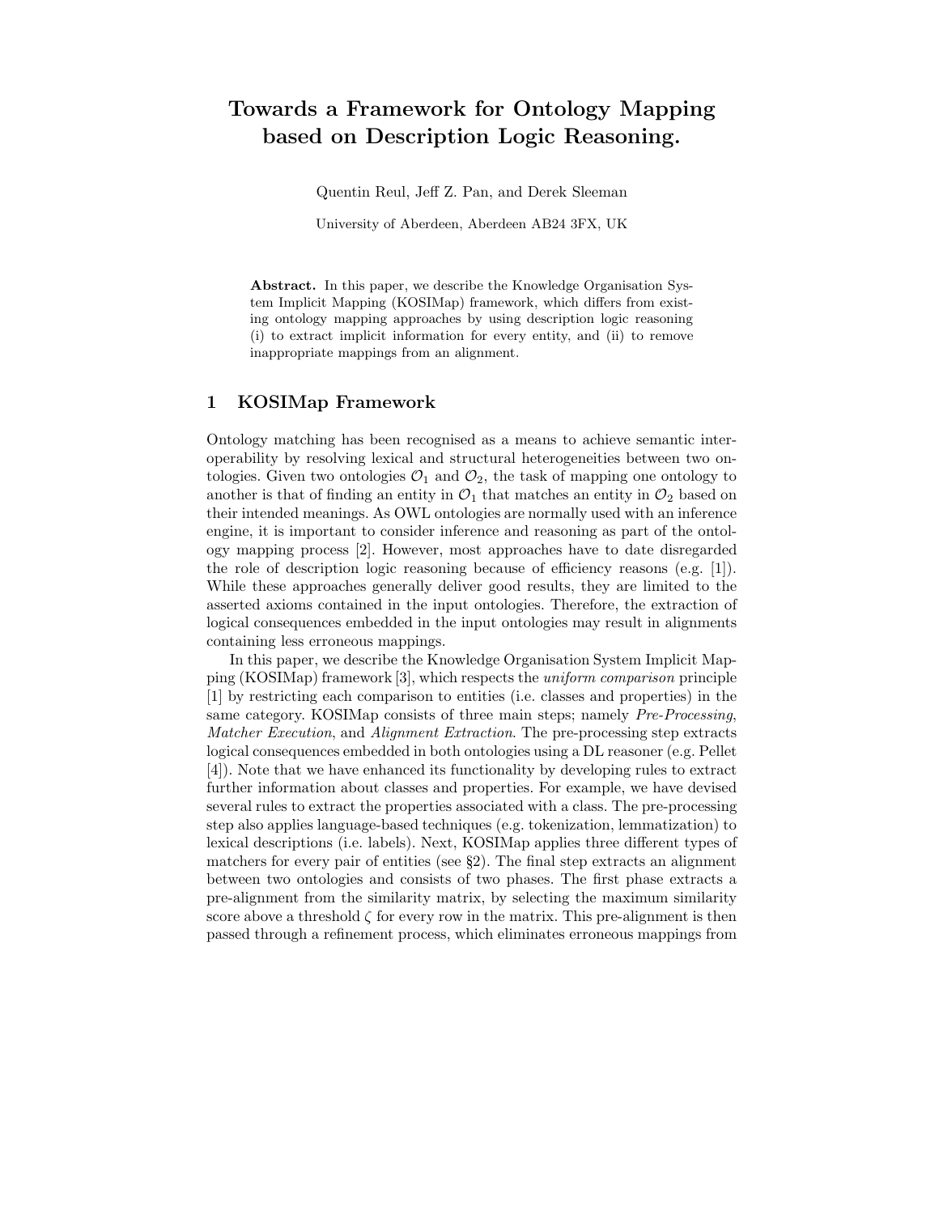# Towards a Framework for Ontology Mapping based on Description Logic Reasoning.

Quentin Reul, Jeff Z. Pan, and Derek Sleeman

University of Aberdeen, Aberdeen AB24 3FX, UK

**Abstract.** In this paper, we describe the Knowledge Organisation System Implicit Mapping (KOSIMap) framework, which differs from existing ontology mapping approaches by using description logic reasoning (i) to extract implicit information for every entity, and (ii) to remove inappropriate mappings from an alignment.

## 1 KOSIMap Framework

Ontology matching has been recognised as a means to achieve semantic interoperability by resolving lexical and structural heterogeneities between two ontologies. Given two ontologies $\mathcal{O}_1$ and $\mathcal{O}_2$, the task of mapping one ontology to another is that of finding an entity in $\mathcal{O}_1$ that matches an entity in $\mathcal{O}_2$ based on their intended meanings. As OWL ontologies are normally used with an inference engine, it is important to consider inference and reasoning as part of the ontology mapping process [2]. However, most approaches have to date disregarded the role of description logic reasoning because of efficiency reasons (e.g. [1]). While these approaches generally deliver good results, they are limited to the asserted axioms contained in the input ontologies. Therefore, the extraction of logical consequences embedded in the input ontologies may result in alignments containing less erroneous mappings.

In this paper, we describe the Knowledge Organisation System Implicit Mapping (KOSIMap) framework [3], which respects the *uniform comparison* principle [1] by restricting each comparison to entities (i.e. classes and properties) in the same category. KOSIMap consists of three main steps; namely *Pre-Processing*, *Matcher Execution*, and *Alignment Extraction*. The pre-processing step extracts logical consequences embedded in both ontologies using a DL reasoner (e.g. Pellet [4]). Note that we have enhanced its functionality by developing rules to extract further information about classes and properties. For example, we have devised several rules to extract the properties associated with a class. The pre-processing step also applies language-based techniques (e.g. tokenization, lemmatization) to lexical descriptions (i.e. labels). Next, KOSIMap applies three different types of matchers for every pair of entities (see §2). The final step extracts an alignment between two ontologies and consists of two phases. The first phase extracts a pre-alignment from the similarity matrix, by selecting the maximum similarity score above a threshold $\zeta$ for every row in the matrix. This pre-alignment is then passed through a refinement process, which eliminates erroneous mappings from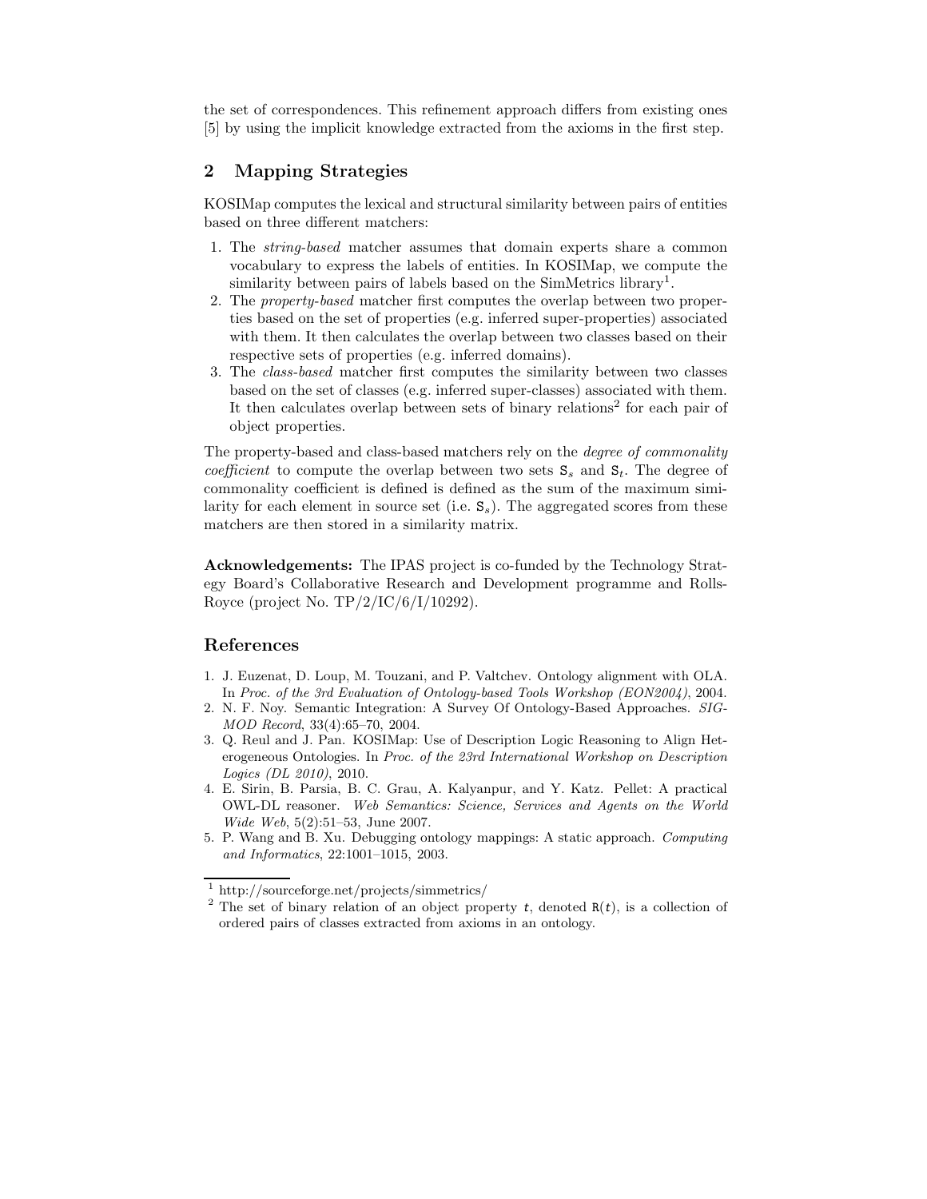the set of correspondences. This refinement approach differs from existing ones [5] by using the implicit knowledge extracted from the axioms in the first step.

## 2 Mapping Strategies

KOSIMap computes the lexical and structural similarity between pairs of entities based on three different matchers:

1. The *string-based* matcher assumes that domain experts share a common vocabulary to express the labels of entities. In KOSIMap, we compute the similarity between pairs of labels based on the SimMetrics library[1].
2. The *property-based* matcher first computes the overlap between two properties based on the set of properties (e.g. inferred super-properties) associated with them. It then calculates the overlap between two classes based on their respective sets of properties (e.g. inferred domains).
3. The *class-based* matcher first computes the similarity between two classes based on the set of classes (e.g. inferred super-classes) associated with them. It then calculates overlap between sets of binary relations[2] for each pair of object properties.

The property-based and class-based matchers rely on the *degree of commonality coefficient* to compute the overlap between two sets $\mathtt{S}_s$ and $\mathtt{S}_t$. The degree of commonality coefficient is defined is defined as the sum of the maximum similarity for each element in source set (i.e. $\mathtt{S}_s$). The aggregated scores from these matchers are then stored in a similarity matrix.

**Acknowledgements:** The IPAS project is co-funded by the Technology Strategy Board's Collaborative Research and Development programme and Rolls-Royce (project No. TP/2/IC/6/I/10292).

## References

1. J. Euzenat, D. Loup, M. Touzani, and P. Valtchev. Ontology alignment with OLA. In *Proc. of the 3rd Evaluation of Ontology-based Tools Workshop (EON2004)*, 2004.
2. N. F. Noy. Semantic Integration: A Survey Of Ontology-Based Approaches. *SIGMOD Record*, 33(4):65–70, 2004.
3. Q. Reul and J. Pan. KOSIMap: Use of Description Logic Reasoning to Align Heterogeneous Ontologies. In *Proc. of the 23rd International Workshop on Description Logics (DL 2010)*, 2010.
4. E. Sirin, B. Parsia, B. C. Grau, A. Kalyanpur, and Y. Katz. Pellet: A practical OWL-DL reasoner. *Web Semantics: Science, Services and Agents on the World Wide Web*, 5(2):51–53, June 2007.
5. P. Wang and B. Xu. Debugging ontology mappings: A static approach. *Computing and Informatics*, 22:1001–1015, 2003.

[1] http://sourceforge.net/projects/simmetrics/

[2] The set of binary relation of an object property $t$, denoted $\mathtt{R}(t)$, is a collection of ordered pairs of classes extracted from axioms in an ontology.